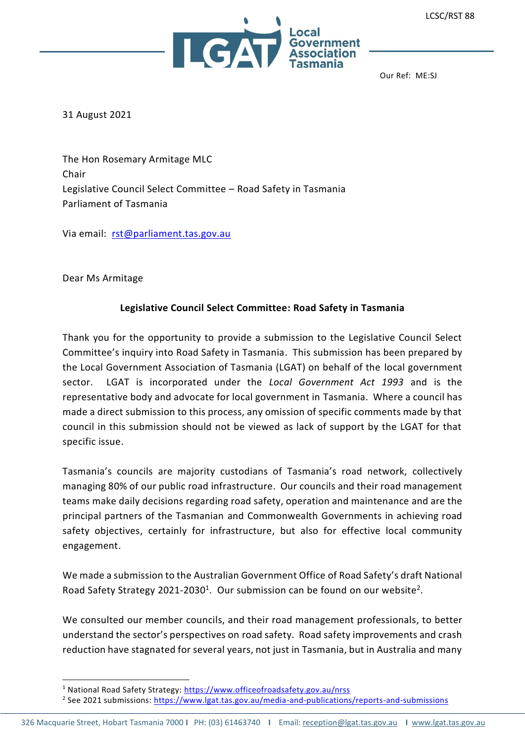LCSC/RST 88

Our Ref: ME:SJ

31 August 2021

The Hon Rosemary Armitage MLC
Chair
Legislative Council Select Committee – Road Safety in Tasmania
Parliament of Tasmania

Via email: rst@parliament.tas.gov.au

Dear Ms Armitage

**Legislative Council Select Committee: Road Safety in Tasmania**

Thank you for the opportunity to provide a submission to the Legislative Council Select Committee's inquiry into Road Safety in Tasmania. This submission has been prepared by the Local Government Association of Tasmania (LGAT) on behalf of the local government sector. LGAT is incorporated under the *Local Government Act 1993* and is the representative body and advocate for local government in Tasmania. Where a council has made a direct submission to this process, any omission of specific comments made by that council in this submission should not be viewed as lack of support by the LGAT for that specific issue.

Tasmania's councils are majority custodians of Tasmania's road network, collectively managing 80% of our public road infrastructure. Our councils and their road management teams make daily decisions regarding road safety, operation and maintenance and are the principal partners of the Tasmanian and Commonwealth Governments in achieving road safety objectives, certainly for infrastructure, but also for effective local community engagement.

We made a submission to the Australian Government Office of Road Safety's draft National Road Safety Strategy 2021-2030[1]. Our submission can be found on our website[2].

We consulted our member councils, and their road management professionals, to better understand the sector's perspectives on road safety. Road safety improvements and crash reduction have stagnated for several years, not just in Tasmania, but in Australia and many

[1] National Road Safety Strategy: https://www.officeofroadsafety.gov.au/nrss
[2] See 2021 submissions: https://www.lgat.tas.gov.au/media-and-publications/reports-and-submissions

326 Macquarie Street, Hobart Tasmania 7000 | PH: (03) 61463740 | Email: reception@lgat.tas.gov.au | www.lgat.tas.gov.au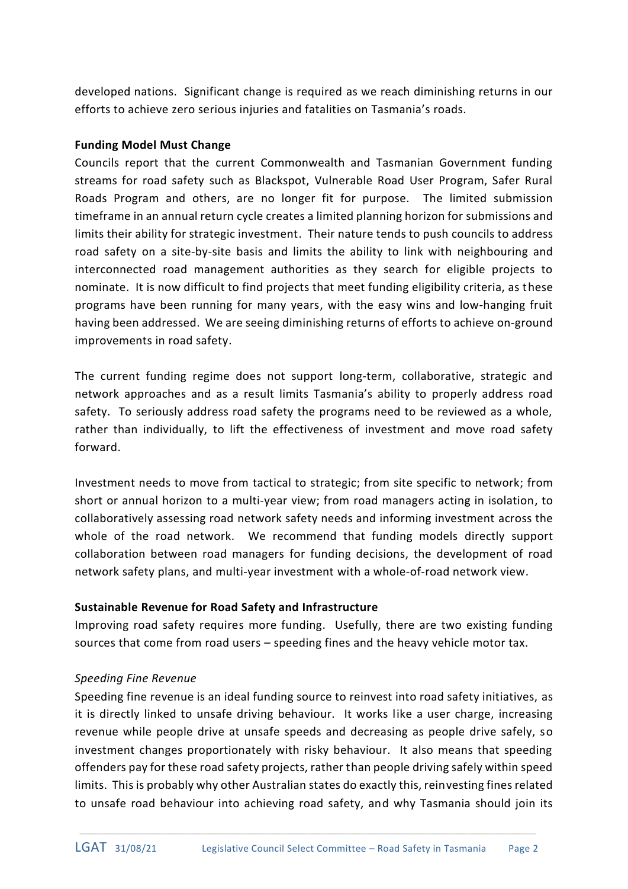developed nations. Significant change is required as we reach diminishing returns in our efforts to achieve zero serious injuries and fatalities on Tasmania's roads.

**Funding Model Must Change**

Councils report that the current Commonwealth and Tasmanian Government funding streams for road safety such as Blackspot, Vulnerable Road User Program, Safer Rural Roads Program and others, are no longer fit for purpose. The limited submission timeframe in an annual return cycle creates a limited planning horizon for submissions and limits their ability for strategic investment. Their nature tends to push councils to address road safety on a site-by-site basis and limits the ability to link with neighbouring and interconnected road management authorities as they search for eligible projects to nominate. It is now difficult to find projects that meet funding eligibility criteria, as these programs have been running for many years, with the easy wins and low-hanging fruit having been addressed. We are seeing diminishing returns of efforts to achieve on-ground improvements in road safety.

The current funding regime does not support long-term, collaborative, strategic and network approaches and as a result limits Tasmania's ability to properly address road safety. To seriously address road safety the programs need to be reviewed as a whole, rather than individually, to lift the effectiveness of investment and move road safety forward.

Investment needs to move from tactical to strategic; from site specific to network; from short or annual horizon to a multi-year view; from road managers acting in isolation, to collaboratively assessing road network safety needs and informing investment across the whole of the road network. We recommend that funding models directly support collaboration between road managers for funding decisions, the development of road network safety plans, and multi-year investment with a whole-of-road network view.

**Sustainable Revenue for Road Safety and Infrastructure**

Improving road safety requires more funding. Usefully, there are two existing funding sources that come from road users – speeding fines and the heavy vehicle motor tax.

*Speeding Fine Revenue*

Speeding fine revenue is an ideal funding source to reinvest into road safety initiatives, as it is directly linked to unsafe driving behaviour. It works like a user charge, increasing revenue while people drive at unsafe speeds and decreasing as people drive safely, so investment changes proportionately with risky behaviour. It also means that speeding offenders pay for these road safety projects, rather than people driving safely within speed limits. This is probably why other Australian states do exactly this, reinvesting fines related to unsafe road behaviour into achieving road safety, and why Tasmania should join its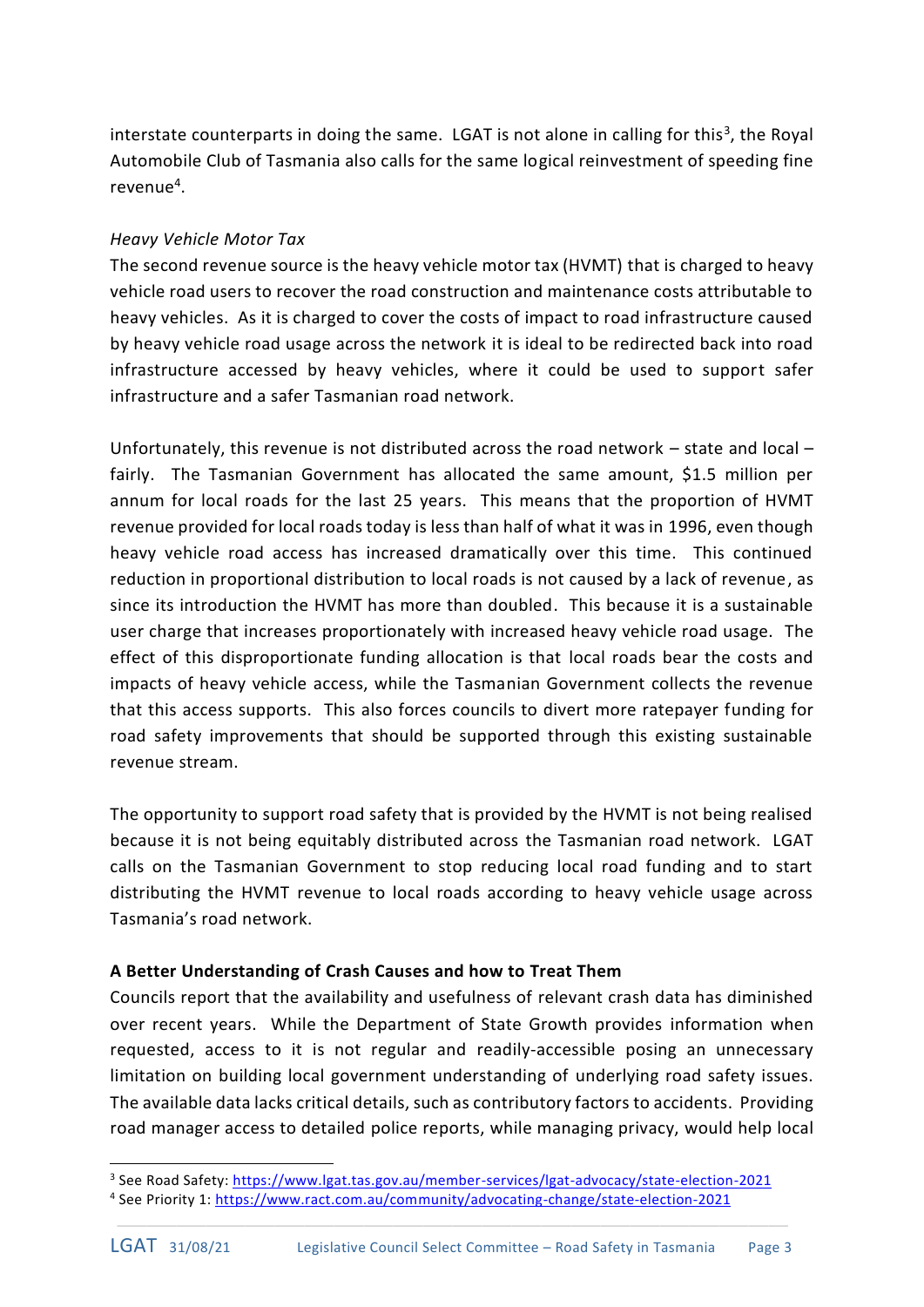interstate counterparts in doing the same. LGAT is not alone in calling for this[3], the Royal Automobile Club of Tasmania also calls for the same logical reinvestment of speeding fine revenue[4].

*Heavy Vehicle Motor Tax*

The second revenue source is the heavy vehicle motor tax (HVMT) that is charged to heavy vehicle road users to recover the road construction and maintenance costs attributable to heavy vehicles. As it is charged to cover the costs of impact to road infrastructure caused by heavy vehicle road usage across the network it is ideal to be redirected back into road infrastructure accessed by heavy vehicles, where it could be used to support safer infrastructure and a safer Tasmanian road network.

Unfortunately, this revenue is not distributed across the road network – state and local – fairly. The Tasmanian Government has allocated the same amount, $1.5 million per annum for local roads for the last 25 years. This means that the proportion of HVMT revenue provided for local roads today is less than half of what it was in 1996, even though heavy vehicle road access has increased dramatically over this time. This continued reduction in proportional distribution to local roads is not caused by a lack of revenue, as since its introduction the HVMT has more than doubled. This because it is a sustainable user charge that increases proportionately with increased heavy vehicle road usage. The effect of this disproportionate funding allocation is that local roads bear the costs and impacts of heavy vehicle access, while the Tasmanian Government collects the revenue that this access supports. This also forces councils to divert more ratepayer funding for road safety improvements that should be supported through this existing sustainable revenue stream.

The opportunity to support road safety that is provided by the HVMT is not being realised because it is not being equitably distributed across the Tasmanian road network. LGAT calls on the Tasmanian Government to stop reducing local road funding and to start distributing the HVMT revenue to local roads according to heavy vehicle usage across Tasmania's road network.

**A Better Understanding of Crash Causes and how to Treat Them**

Councils report that the availability and usefulness of relevant crash data has diminished over recent years. While the Department of State Growth provides information when requested, access to it is not regular and readily-accessible posing an unnecessary limitation on building local government understanding of underlying road safety issues. The available data lacks critical details, such as contributory factors to accidents. Providing road manager access to detailed police reports, while managing privacy, would help local

---

[3] See Road Safety: https://www.lgat.tas.gov.au/member-services/lgat-advocacy/state-election-2021

[4] See Priority 1: https://www.ract.com.au/community/advocating-change/state-election-2021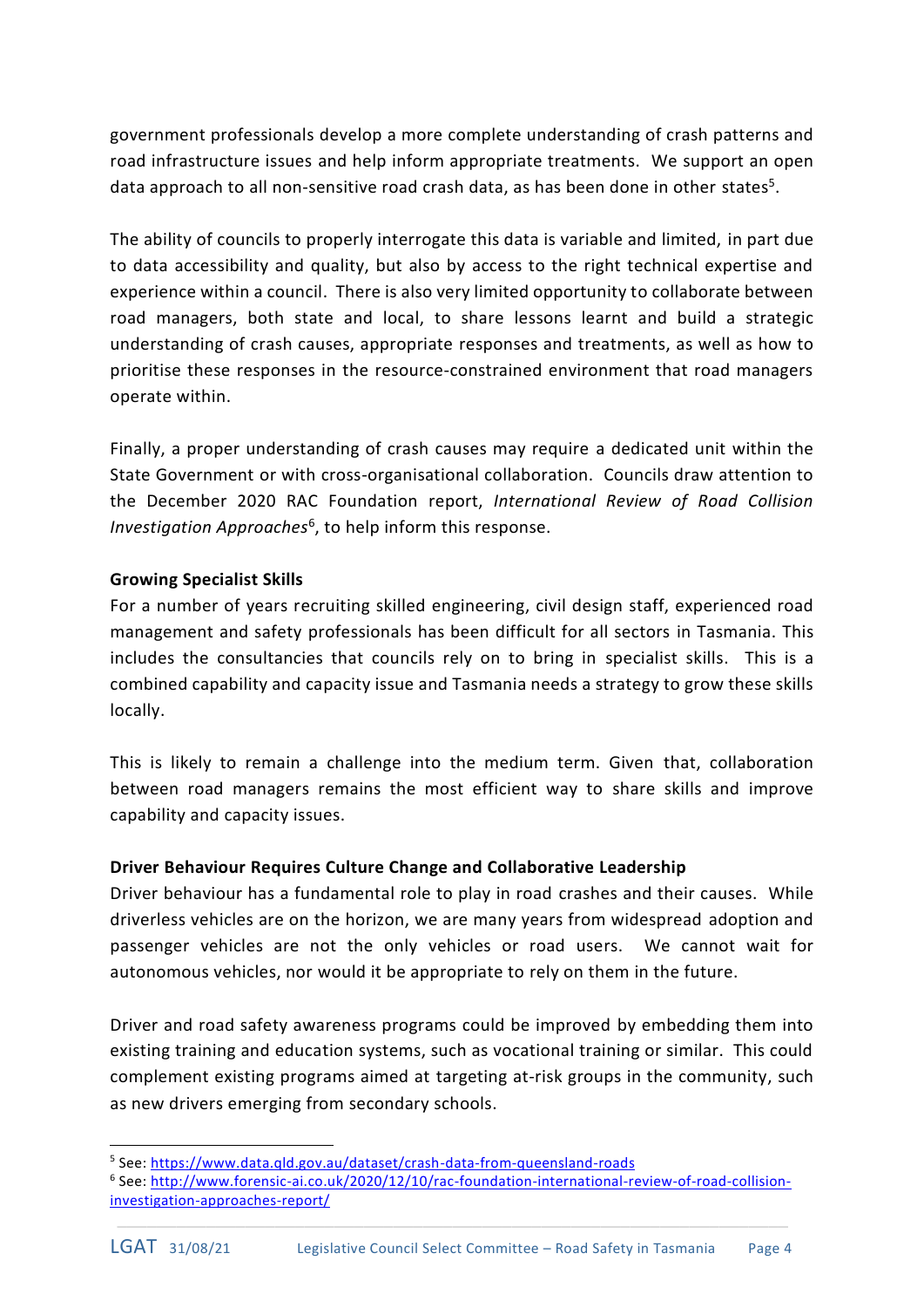government professionals develop a more complete understanding of crash patterns and road infrastructure issues and help inform appropriate treatments. We support an open data approach to all non-sensitive road crash data, as has been done in other states[5].

The ability of councils to properly interrogate this data is variable and limited, in part due to data accessibility and quality, but also by access to the right technical expertise and experience within a council. There is also very limited opportunity to collaborate between road managers, both state and local, to share lessons learnt and build a strategic understanding of crash causes, appropriate responses and treatments, as well as how to prioritise these responses in the resource-constrained environment that road managers operate within.

Finally, a proper understanding of crash causes may require a dedicated unit within the State Government or with cross-organisational collaboration. Councils draw attention to the December 2020 RAC Foundation report, *International Review of Road Collision Investigation Approaches*[6], to help inform this response.

**Growing Specialist Skills**

For a number of years recruiting skilled engineering, civil design staff, experienced road management and safety professionals has been difficult for all sectors in Tasmania. This includes the consultancies that councils rely on to bring in specialist skills. This is a combined capability and capacity issue and Tasmania needs a strategy to grow these skills locally.

This is likely to remain a challenge into the medium term. Given that, collaboration between road managers remains the most efficient way to share skills and improve capability and capacity issues.

**Driver Behaviour Requires Culture Change and Collaborative Leadership**

Driver behaviour has a fundamental role to play in road crashes and their causes. While driverless vehicles are on the horizon, we are many years from widespread adoption and passenger vehicles are not the only vehicles or road users. We cannot wait for autonomous vehicles, nor would it be appropriate to rely on them in the future.

Driver and road safety awareness programs could be improved by embedding them into existing training and education systems, such as vocational training or similar. This could complement existing programs aimed at targeting at-risk groups in the community, such as new drivers emerging from secondary schools.

---

[5] See: https://www.data.qld.gov.au/dataset/crash-data-from-queensland-roads

[6] See: http://www.forensic-ai.co.uk/2020/12/10/rac-foundation-international-review-of-road-collision-investigation-approaches-report/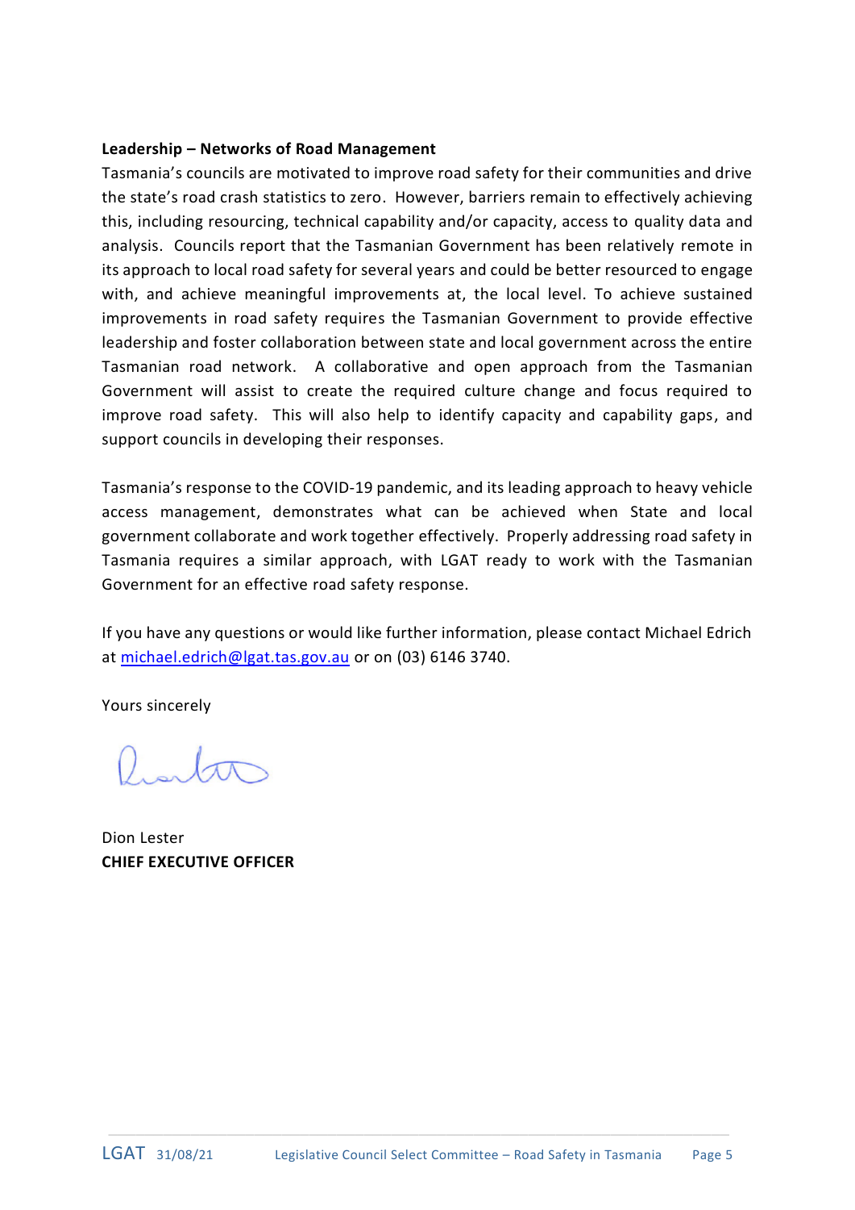**Leadership – Networks of Road Management**

Tasmania's councils are motivated to improve road safety for their communities and drive the state's road crash statistics to zero. However, barriers remain to effectively achieving this, including resourcing, technical capability and/or capacity, access to quality data and analysis. Councils report that the Tasmanian Government has been relatively remote in its approach to local road safety for several years and could be better resourced to engage with, and achieve meaningful improvements at, the local level. To achieve sustained improvements in road safety requires the Tasmanian Government to provide effective leadership and foster collaboration between state and local government across the entire Tasmanian road network. A collaborative and open approach from the Tasmanian Government will assist to create the required culture change and focus required to improve road safety. This will also help to identify capacity and capability gaps, and support councils in developing their responses.

Tasmania's response to the COVID-19 pandemic, and its leading approach to heavy vehicle access management, demonstrates what can be achieved when State and local government collaborate and work together effectively. Properly addressing road safety in Tasmania requires a similar approach, with LGAT ready to work with the Tasmanian Government for an effective road safety response.

If you have any questions or would like further information, please contact Michael Edrich at michael.edrich@lgat.tas.gov.au or on (03) 6146 3740.

Yours sincerely

Dion Lester
**CHIEF EXECUTIVE OFFICER**